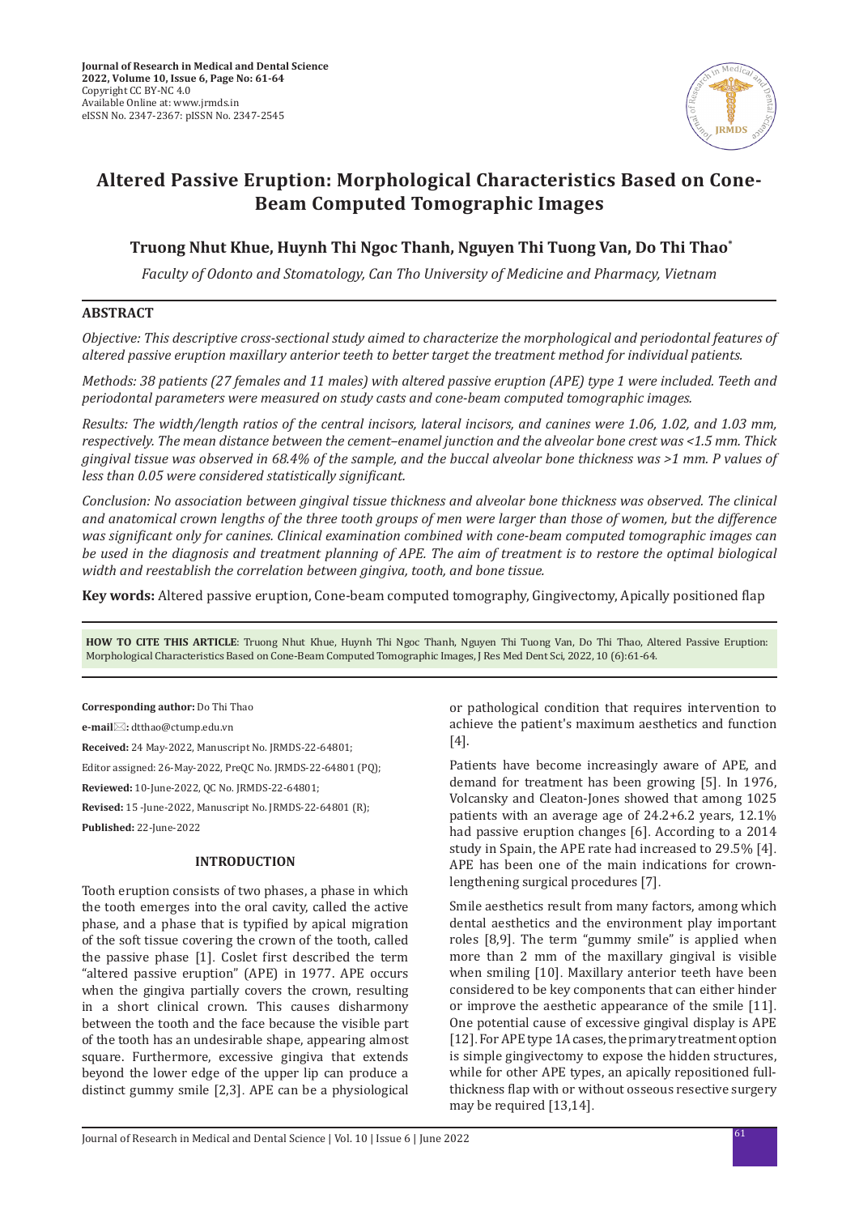Journal of Research in Medical and Dental Science
2022, Volume 10, Issue 6, Page No: 61-64
Copyright CC BY-NC 4.0
Available Online at: www.jrmds.in
eISSN No. 2347-2367: pISSN No. 2347-2545

# Altered Passive Eruption: Morphological Characteristics Based on Cone-Beam Computed Tomographic Images

## Truong Nhut Khue, Huynh Thi Ngoc Thanh, Nguyen Thi Tuong Van, Do Thi Thao*

*Faculty of Odonto and Stomatology, Can Tho University of Medicine and Pharmacy, Vietnam*

## ABSTRACT

*Objective: This descriptive cross-sectional study aimed to characterize the morphological and periodontal features of altered passive eruption maxillary anterior teeth to better target the treatment method for individual patients.*

*Methods: 38 patients (27 females and 11 males) with altered passive eruption (APE) type 1 were included. Teeth and periodontal parameters were measured on study casts and cone-beam computed tomographic images.*

*Results: The width/length ratios of the central incisors, lateral incisors, and canines were 1.06, 1.02, and 1.03 mm, respectively. The mean distance between the cement–enamel junction and the alveolar bone crest was <1.5 mm. Thick gingival tissue was observed in 68.4% of the sample, and the buccal alveolar bone thickness was >1 mm. P values of less than 0.05 were considered statistically significant.*

*Conclusion: No association between gingival tissue thickness and alveolar bone thickness was observed. The clinical and anatomical crown lengths of the three tooth groups of men were larger than those of women, but the difference was significant only for canines. Clinical examination combined with cone-beam computed tomographic images can be used in the diagnosis and treatment planning of APE. The aim of treatment is to restore the optimal biological width and reestablish the correlation between gingiva, tooth, and bone tissue.*

**Key words:** Altered passive eruption, Cone-beam computed tomography, Gingivectomy, Apically positioned flap

**HOW TO CITE THIS ARTICLE**: Truong Nhut Khue, Huynh Thi Ngoc Thanh, Nguyen Thi Tuong Van, Do Thi Thao, Altered Passive Eruption: Morphological Characteristics Based on Cone-Beam Computed Tomographic Images, J Res Med Dent Sci, 2022, 10 (6):61-64.

**Corresponding author:** Do Thi Thao

**e-mail:** dtthao@ctump.edu.vn

**Received:** 24 May-2022, Manuscript No. JRMDS-22-64801;

Editor assigned: 26-May-2022, PreQC No. JRMDS-22-64801 (PQ);

**Reviewed:** 10-June-2022, QC No. JRMDS-22-64801;

**Revised:** 15 -June-2022, Manuscript No. JRMDS-22-64801 (R);

**Published:** 22-June-2022

## INTRODUCTION

Tooth eruption consists of two phases, a phase in which the tooth emerges into the oral cavity, called the active phase, and a phase that is typified by apical migration of the soft tissue covering the crown of the tooth, called the passive phase [1]. Coslet first described the term "altered passive eruption" (APE) in 1977. APE occurs when the gingiva partially covers the crown, resulting in a short clinical crown. This causes disharmony between the tooth and the face because the visible part of the tooth has an undesirable shape, appearing almost square. Furthermore, excessive gingiva that extends beyond the lower edge of the upper lip can produce a distinct gummy smile [2,3]. APE can be a physiological or pathological condition that requires intervention to achieve the patient's maximum aesthetics and function [4].

Patients have become increasingly aware of APE, and demand for treatment has been growing [5]. In 1976, Volcansky and Cleaton-Jones showed that among 1025 patients with an average age of 24.2+6.2 years, 12.1% had passive eruption changes [6]. According to a 2014 study in Spain, the APE rate had increased to 29.5% [4]. APE has been one of the main indications for crown-lengthening surgical procedures [7].

Smile aesthetics result from many factors, among which dental aesthetics and the environment play important roles [8,9]. The term "gummy smile" is applied when more than 2 mm of the maxillary gingival is visible when smiling [10]. Maxillary anterior teeth have been considered to be key components that can either hinder or improve the aesthetic appearance of the smile [11]. One potential cause of excessive gingival display is APE [12]. For APE type 1A cases, the primary treatment option is simple gingivectomy to expose the hidden structures, while for other APE types, an apically repositioned full-thickness flap with or without osseous resective surgery may be required [13,14].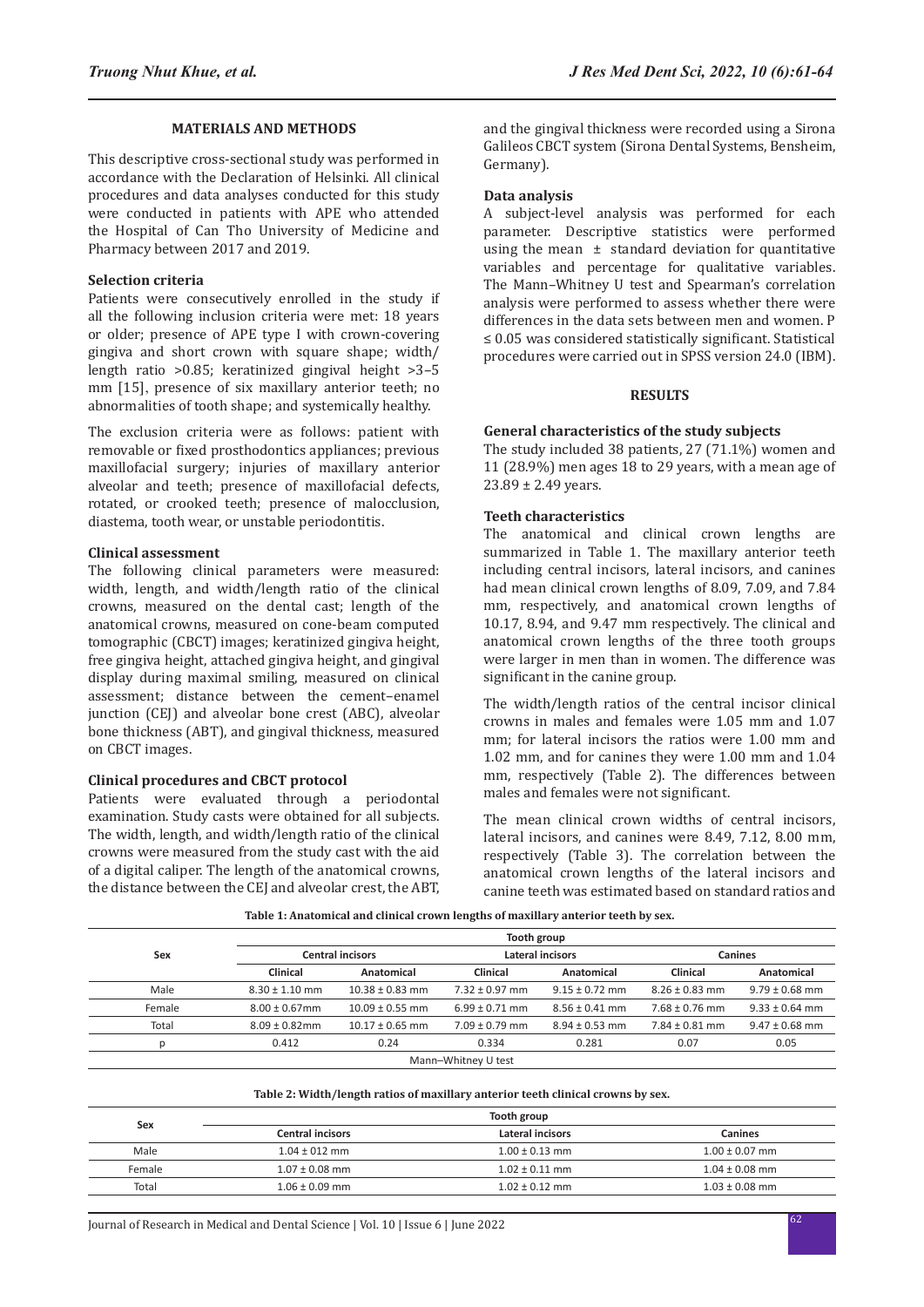## MATERIALS AND METHODS

This descriptive cross-sectional study was performed in accordance with the Declaration of Helsinki. All clinical procedures and data analyses conducted for this study were conducted in patients with APE who attended the Hospital of Can Tho University of Medicine and Pharmacy between 2017 and 2019.

### Selection criteria

Patients were consecutively enrolled in the study if all the following inclusion criteria were met: 18 years or older; presence of APE type I with crown-covering gingiva and short crown with square shape; width/length ratio >0.85; keratinized gingival height >3–5 mm [15], presence of six maxillary anterior teeth; no abnormalities of tooth shape; and systemically healthy.

The exclusion criteria were as follows: patient with removable or fixed prosthodontics appliances; previous maxillofacial surgery; injuries of maxillary anterior alveolar and teeth; presence of maxillofacial defects, rotated, or crooked teeth; presence of malocclusion, diastema, tooth wear, or unstable periodontitis.

### Clinical assessment

The following clinical parameters were measured: width, length, and width/length ratio of the clinical crowns, measured on the dental cast; length of the anatomical crowns, measured on cone-beam computed tomographic (CBCT) images; keratinized gingiva height, free gingiva height, attached gingiva height, and gingival display during maximal smiling, measured on clinical assessment; distance between the cement–enamel junction (CEJ) and alveolar bone crest (ABC), alveolar bone thickness (ABT), and gingival thickness, measured on CBCT images.

### Clinical procedures and CBCT protocol

Patients were evaluated through a periodontal examination. Study casts were obtained for all subjects. The width, length, and width/length ratio of the clinical crowns were measured from the study cast with the aid of a digital caliper. The length of the anatomical crowns, the distance between the CEJ and alveolar crest, the ABT, and the gingival thickness were recorded using a Sirona Galileos CBCT system (Sirona Dental Systems, Bensheim, Germany).

### Data analysis

A subject-level analysis was performed for each parameter. Descriptive statistics were performed using the mean ± standard deviation for quantitative variables and percentage for qualitative variables. The Mann–Whitney U test and Spearman's correlation analysis were performed to assess whether there were differences in the data sets between men and women. P ≤ 0.05 was considered statistically significant. Statistical procedures were carried out in SPSS version 24.0 (IBM).

## RESULTS

### General characteristics of the study subjects

The study included 38 patients, 27 (71.1%) women and 11 (28.9%) men ages 18 to 29 years, with a mean age of 23.89 ± 2.49 years.

### Teeth characteristics

The anatomical and clinical crown lengths are summarized in Table 1. The maxillary anterior teeth including central incisors, lateral incisors, and canines had mean clinical crown lengths of 8.09, 7.09, and 7.84 mm, respectively, and anatomical crown lengths of 10.17, 8.94, and 9.47 mm respectively. The clinical and anatomical crown lengths of the three tooth groups were larger in men than in women. The difference was significant in the canine group.

The width/length ratios of the central incisor clinical crowns in males and females were 1.05 mm and 1.07 mm; for lateral incisors the ratios were 1.00 mm and 1.02 mm, and for canines they were 1.00 mm and 1.04 mm, respectively (Table 2). The differences between males and females were not significant.

The mean clinical crown widths of central incisors, lateral incisors, and canines were 8.49, 7.12, 8.00 mm, respectively (Table 3). The correlation between the anatomical crown lengths of the lateral incisors and canine teeth was estimated based on standard ratios and

**Table 1: Anatomical and clinical crown lengths of maxillary anterior teeth by sex.**

| Sex | Tooth group | | | | | |
|---|---|---|---|---|---|---|
| | Central incisors | | Lateral incisors | | Canines | |
| | Clinical | Anatomical | Clinical | Anatomical | Clinical | Anatomical |
| Male | 8.30 ± 1.10 mm | 10.38 ± 0.83 mm | 7.32 ± 0.97 mm | 9.15 ± 0.72 mm | 8.26 ± 0.83 mm | 9.79 ± 0.68 mm |
| Female | 8.00 ± 0.67mm | 10.09 ± 0.55 mm | 6.99 ± 0.71 mm | 8.56 ± 0.41 mm | 7.68 ± 0.76 mm | 9.33 ± 0.64 mm |
| Total | 8.09 ± 0.82mm | 10.17 ± 0.65 mm | 7.09 ± 0.79 mm | 8.94 ± 0.53 mm | 7.84 ± 0.81 mm | 9.47 ± 0.68 mm |
| p | 0.412 | 0.24 | 0.334 | 0.281 | 0.07 | 0.05 |
| Mann–Whitney U test | | | | | | |

**Table 2: Width/length ratios of maxillary anterior teeth clinical crowns by sex.**

| Sex | Tooth group | | |
|---|---|---|---|
| | Central incisors | Lateral incisors | Canines |
| Male | 1.04 ± 012 mm | 1.00 ± 0.13 mm | 1.00 ± 0.07 mm |
| Female | 1.07 ± 0.08 mm | 1.02 ± 0.11 mm | 1.04 ± 0.08 mm |
| Total | 1.06 ± 0.09 mm | 1.02 ± 0.12 mm | 1.03 ± 0.08 mm |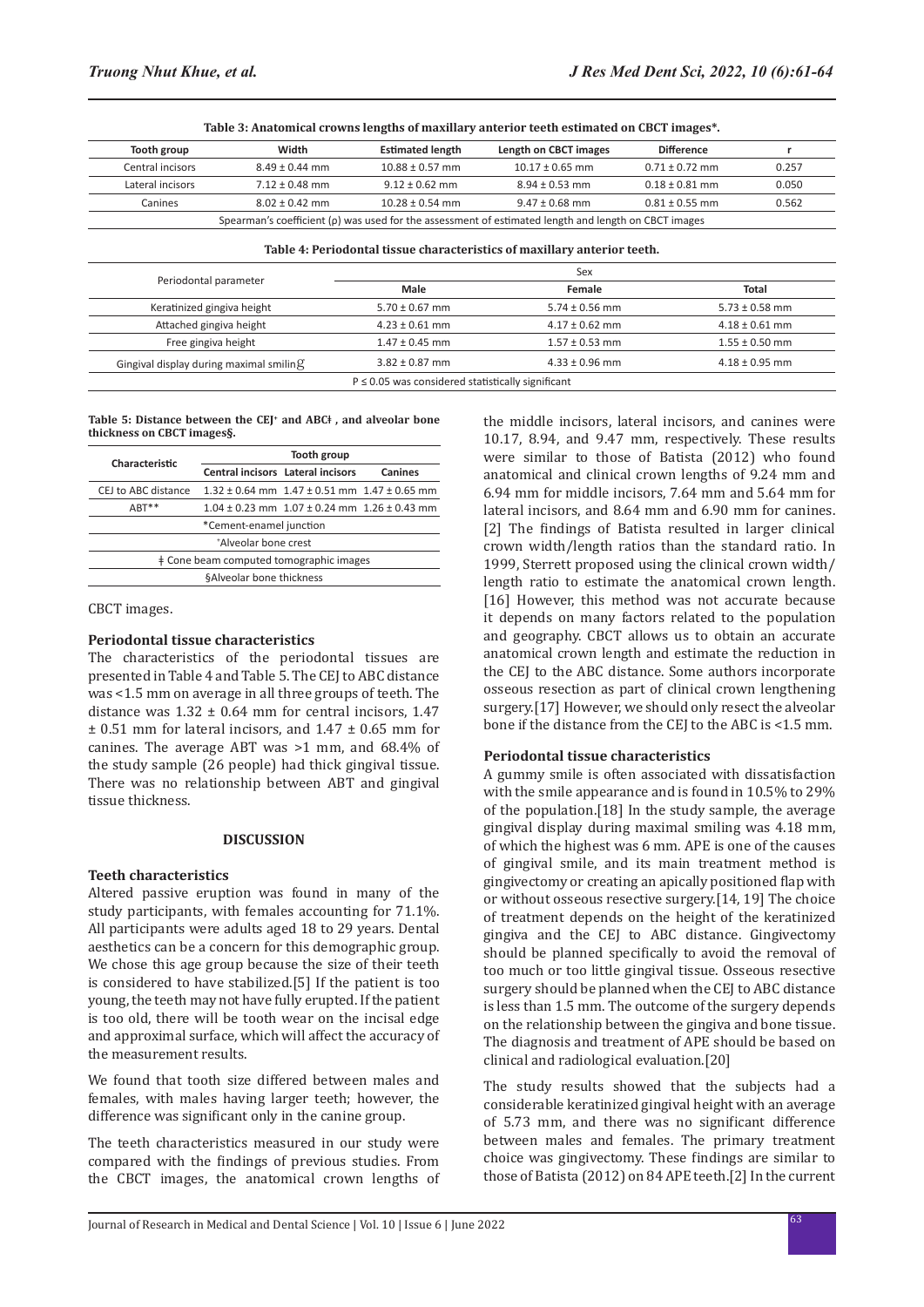**Table 3: Anatomical crowns lengths of maxillary anterior teeth estimated on CBCT images*.**

| Tooth group | Width | Estimated length | Length on CBCT images | Difference | r |
|---|---|---|---|---|---|
| Central incisors | 8.49 ± 0.44 mm | 10.88 ± 0.57 mm | 10.17 ± 0.65 mm | 0.71 ± 0.72 mm | 0.257 |
| Lateral incisors | 7.12 ± 0.48 mm | 9.12 ± 0.62 mm | 8.94 ± 0.53 mm | 0.18 ± 0.81 mm | 0.050 |
| Canines | 8.02 ± 0.42 mm | 10.28 ± 0.54 mm | 9.47 ± 0.68 mm | 0.81 ± 0.55 mm | 0.562 |

Spearman's coefficient (ρ) was used for the assessment of estimated length and length on CBCT images

**Table 4: Periodontal tissue characteristics of maxillary anterior teeth.**

| Periodontal parameter | Sex | | |
|---|---|---|---|
| | Male | Female | Total |
| Keratinized gingiva height | 5.70 ± 0.67 mm | 5.74 ± 0.56 mm | 5.73 ± 0.58 mm |
| Attached gingiva height | 4.23 ± 0.61 mm | 4.17 ± 0.62 mm | 4.18 ± 0.61 mm |
| Free gingiva height | 1.47 ± 0.45 mm | 1.57 ± 0.53 mm | 1.55 ± 0.50 mm |
| Gingival display during maximal smiling | 3.82 ± 0.87 mm | 4.33 ± 0.96 mm | 4.18 ± 0.95 mm |

P ≤ 0.05 was considered statistically significant

**Table 5: Distance between the CEJ* and ABC† , and alveolar bone thickness on CBCT images‡§.**

| Characteristic | Tooth group | | |
|---|---|---|---|
| | Central incisors | Lateral incisors | Canines |
| CEJ to ABC distance | 1.32 ± 0.64 mm | 1.47 ± 0.51 mm | 1.47 ± 0.65 mm |
| ABT** | 1.04 ± 0.23 mm | 1.07 ± 0.24 mm | 1.26 ± 0.43 mm |

*Cement-enamel junction

†Alveolar bone crest

‡ Cone beam computed tomographic images

§Alveolar bone thickness

CBCT images.

### Periodontal tissue characteristics

The characteristics of the periodontal tissues are presented in Table 4 and Table 5. The CEJ to ABC distance was <1.5 mm on average in all three groups of teeth. The distance was 1.32 ± 0.64 mm for central incisors, 1.47 ± 0.51 mm for lateral incisors, and 1.47 ± 0.65 mm for canines. The average ABT was >1 mm, and 68.4% of the study sample (26 people) had thick gingival tissue. There was no relationship between ABT and gingival tissue thickness.

## DISCUSSION

### Teeth characteristics

Altered passive eruption was found in many of the study participants, with females accounting for 71.1%. All participants were adults aged 18 to 29 years. Dental aesthetics can be a concern for this demographic group. We chose this age group because the size of their teeth is considered to have stabilized.[5] If the patient is too young, the teeth may not have fully erupted. If the patient is too old, there will be tooth wear on the incisal edge and approximal surface, which will affect the accuracy of the measurement results.

We found that tooth size differed between males and females, with males having larger teeth; however, the difference was significant only in the canine group.

The teeth characteristics measured in our study were compared with the findings of previous studies. From the CBCT images, the anatomical crown lengths of the middle incisors, lateral incisors, and canines were 10.17, 8.94, and 9.47 mm, respectively. These results were similar to those of Batista (2012) who found anatomical and clinical crown lengths of 9.24 mm and 6.94 mm for middle incisors, 7.64 mm and 5.64 mm for lateral incisors, and 8.64 mm and 6.90 mm for canines.[2] The findings of Batista resulted in larger clinical crown width/length ratios than the standard ratio. In 1999, Sterrett proposed using the clinical crown width/length ratio to estimate the anatomical crown length.[16] However, this method was not accurate because it depends on many factors related to the population and geography. CBCT allows us to obtain an accurate anatomical crown length and estimate the reduction in the CEJ to the ABC distance. Some authors incorporate osseous resection as part of clinical crown lengthening surgery.[17] However, we should only resect the alveolar bone if the distance from the CEJ to the ABC is <1.5 mm.

### Periodontal tissue characteristics

A gummy smile is often associated with dissatisfaction with the smile appearance and is found in 10.5% to 29% of the population.[18] In the study sample, the average gingival display during maximal smiling was 4.18 mm, of which the highest was 6 mm. APE is one of the causes of gingival smile, and its main treatment method is gingivectomy or creating an apically positioned flap with or without osseous resective surgery.[14, 19] The choice of treatment depends on the height of the keratinized gingiva and the CEJ to ABC distance. Gingivectomy should be planned specifically to avoid the removal of too much or too little gingival tissue. Osseous resective surgery should be planned when the CEJ to ABC distance is less than 1.5 mm. The outcome of the surgery depends on the relationship between the gingiva and bone tissue. The diagnosis and treatment of APE should be based on clinical and radiological evaluation.[20]

The study results showed that the subjects had a considerable keratinized gingival height with an average of 5.73 mm, and there was no significant difference between males and females. The primary treatment choice was gingivectomy. These findings are similar to those of Batista (2012) on 84 APE teeth.[2] In the current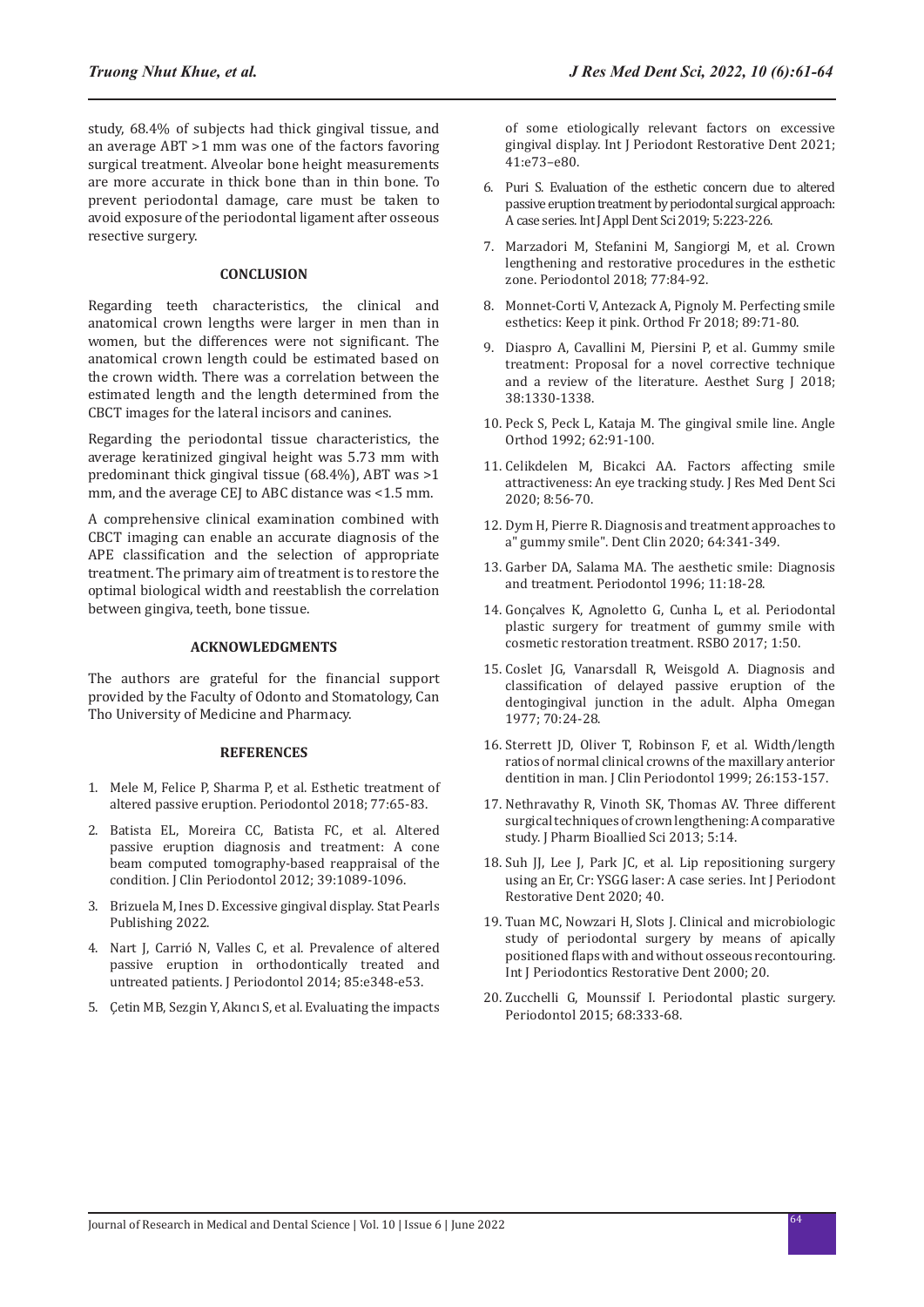study, 68.4% of subjects had thick gingival tissue, and an average ABT >1 mm was one of the factors favoring surgical treatment. Alveolar bone height measurements are more accurate in thick bone than in thin bone. To prevent periodontal damage, care must be taken to avoid exposure of the periodontal ligament after osseous resective surgery.

## CONCLUSION

Regarding teeth characteristics, the clinical and anatomical crown lengths were larger in men than in women, but the differences were not significant. The anatomical crown length could be estimated based on the crown width. There was a correlation between the estimated length and the length determined from the CBCT images for the lateral incisors and canines.

Regarding the periodontal tissue characteristics, the average keratinized gingival height was 5.73 mm with predominant thick gingival tissue (68.4%), ABT was >1 mm, and the average CEJ to ABC distance was <1.5 mm.

A comprehensive clinical examination combined with CBCT imaging can enable an accurate diagnosis of the APE classification and the selection of appropriate treatment. The primary aim of treatment is to restore the optimal biological width and reestablish the correlation between gingiva, teeth, bone tissue.

## ACKNOWLEDGMENTS

The authors are grateful for the financial support provided by the Faculty of Odonto and Stomatology, Can Tho University of Medicine and Pharmacy.

## REFERENCES

1. Mele M, Felice P, Sharma P, et al. Esthetic treatment of altered passive eruption. Periodontol 2018; 77:65-83.
2. Batista EL, Moreira CC, Batista FC, et al. Altered passive eruption diagnosis and treatment: A cone beam computed tomography-based reappraisal of the condition. J Clin Periodontol 2012; 39:1089-1096.
3. Brizuela M, Ines D. Excessive gingival display. Stat Pearls Publishing 2022.
4. Nart J, Carrió N, Valles C, et al. Prevalence of altered passive eruption in orthodontically treated and untreated patients. J Periodontol 2014; 85:e348-e53.
5. Çetin MB, Sezgin Y, Akıncı S, et al. Evaluating the impacts of some etiologically relevant factors on excessive gingival display. Int J Periodont Restorative Dent 2021; 41:e73–e80.
6. Puri S. Evaluation of the esthetic concern due to altered passive eruption treatment by periodontal surgical approach: A case series. Int J Appl Dent Sci 2019; 5:223-226.
7. Marzadori M, Stefanini M, Sangiorgi M, et al. Crown lengthening and restorative procedures in the esthetic zone. Periodontol 2018; 77:84-92.
8. Monnet-Corti V, Antezack A, Pignoly M. Perfecting smile esthetics: Keep it pink. Orthod Fr 2018; 89:71-80.
9. Diaspro A, Cavallini M, Piersini P, et al. Gummy smile treatment: Proposal for a novel corrective technique and a review of the literature. Aesthet Surg J 2018; 38:1330-1338.
10. Peck S, Peck L, Kataja M. The gingival smile line. Angle Orthod 1992; 62:91-100.
11. Celikdelen M, Bicakci AA. Factors affecting smile attractiveness: An eye tracking study. J Res Med Dent Sci 2020; 8:56-70.
12. Dym H, Pierre R. Diagnosis and treatment approaches to a" gummy smile". Dent Clin 2020; 64:341-349.
13. Garber DA, Salama MA. The aesthetic smile: Diagnosis and treatment. Periodontol 1996; 11:18-28.
14. Gonçalves K, Agnoletto G, Cunha L, et al. Periodontal plastic surgery for treatment of gummy smile with cosmetic restoration treatment. RSBO 2017; 1:50.
15. Coslet JG, Vanarsdall R, Weisgold A. Diagnosis and classification of delayed passive eruption of the dentogingival junction in the adult. Alpha Omegan 1977; 70:24-28.
16. Sterrett JD, Oliver T, Robinson F, et al. Width/length ratios of normal clinical crowns of the maxillary anterior dentition in man. J Clin Periodontol 1999; 26:153-157.
17. Nethravathy R, Vinoth SK, Thomas AV. Three different surgical techniques of crown lengthening: A comparative study. J Pharm Bioallied Sci 2013; 5:14.
18. Suh JJ, Lee J, Park JC, et al. Lip repositioning surgery using an Er, Cr: YSGG laser: A case series. Int J Periodont Restorative Dent 2020; 40.
19. Tuan MC, Nowzari H, Slots J. Clinical and microbiologic study of periodontal surgery by means of apically positioned flaps with and without osseous recontouring. Int J Periodontics Restorative Dent 2000; 20.
20. Zucchelli G, Mounssif I. Periodontal plastic surgery. Periodontol 2015; 68:333-68.